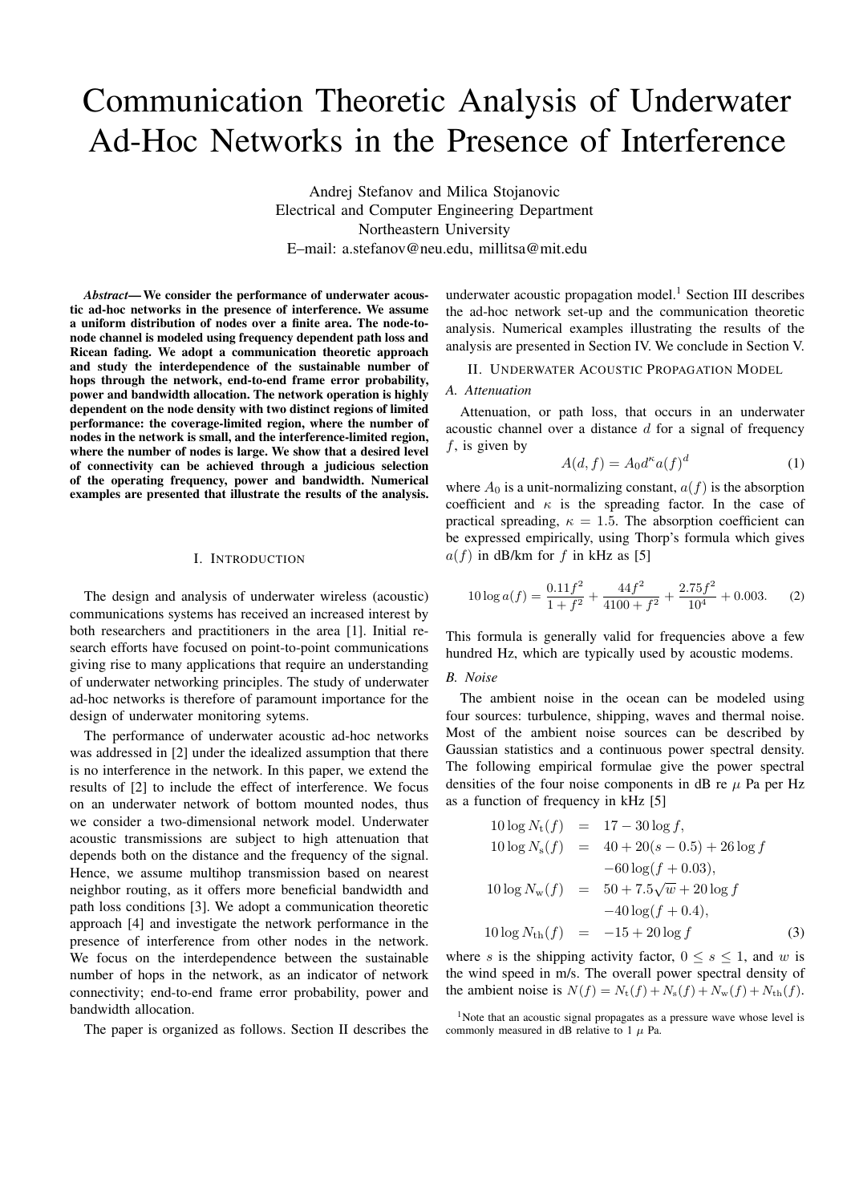# Communication Theoretic Analysis of Underwater Ad-Hoc Networks in the Presence of Interference

Andrej Stefanov and Milica Stojanovic
Electrical and Computer Engineering Department
Northeastern University
E–mail: a.stefanov@neu.edu, millitsa@mit.edu

***Abstract*— We consider the performance of underwater acoustic ad-hoc networks in the presence of interference. We assume a uniform distribution of nodes over a finite area. The node-to-node channel is modeled using frequency dependent path loss and Ricean fading. We adopt a communication theoretic approach and study the interdependence of the sustainable number of hops through the network, end-to-end frame error probability, power and bandwidth allocation. The network operation is highly dependent on the node density with two distinct regions of limited performance: the coverage-limited region, where the number of nodes in the network is small, and the interference-limited region, where the number of nodes is large. We show that a desired level of connectivity can be achieved through a judicious selection of the operating frequency, power and bandwidth. Numerical examples are presented that illustrate the results of the analysis.**

## I. Introduction

The design and analysis of underwater wireless (acoustic) communications systems has received an increased interest by both researchers and practitioners in the area [1]. Initial research efforts have focused on point-to-point communications giving rise to many applications that require an understanding of underwater networking principles. The study of underwater ad-hoc networks is therefore of paramount importance for the design of underwater monitoring sytems.

The performance of underwater acoustic ad-hoc networks was addressed in [2] under the idealized assumption that there is no interference in the network. In this paper, we extend the results of [2] to include the effect of interference. We focus on an underwater network of bottom mounted nodes, thus we consider a two-dimensional network model. Underwater acoustic transmissions are subject to high attenuation that depends both on the distance and the frequency of the signal. Hence, we assume multihop transmission based on nearest neighbor routing, as it offers more beneficial bandwidth and path loss conditions [3]. We adopt a communication theoretic approach [4] and investigate the network performance in the presence of interference from other nodes in the network. We focus on the interdependence between the sustainable number of hops in the network, as an indicator of network connectivity; end-to-end frame error probability, power and bandwidth allocation.

The paper is organized as follows. Section II describes the underwater acoustic propagation model.[1] Section III describes the ad-hoc network set-up and the communication theoretic analysis. Numerical examples illustrating the results of the analysis are presented in Section IV. We conclude in Section V.

## II. Underwater Acoustic Propagation Model

### *A. Attenuation*

Attenuation, or path loss, that occurs in an underwater acoustic channel over a distance $d$ for a signal of frequency $f$, is given by

$$A(d, f) = A_0 d^{\kappa} a(f)^d \tag{1}$$

where $A_0$ is a unit-normalizing constant, $a(f)$ is the absorption coefficient and $\kappa$ is the spreading factor. In the case of practical spreading, $\kappa = 1.5$. The absorption coefficient can be expressed empirically, using Thorp's formula which gives $a(f)$ in dB/km for $f$ in kHz as [5]

$$10 \log a(f) = \frac{0.11 f^2}{1 + f^2} + \frac{44 f^2}{4100 + f^2} + \frac{2.75 f^2}{10^4} + 0.003. \tag{2}$$

This formula is generally valid for frequencies above a few hundred Hz, which are typically used by acoustic modems.

### *B. Noise*

The ambient noise in the ocean can be modeled using four sources: turbulence, shipping, waves and thermal noise. Most of the ambient noise sources can be described by Gaussian statistics and a continuous power spectral density. The following empirical formulae give the power spectral densities of the four noise components in dB re $\mu$ Pa per Hz as a function of frequency in kHz [5]

$$\begin{aligned}
10 \log N_{\mathrm{t}}(f) &= 17 - 30 \log f, \\
10 \log N_{\mathrm{s}}(f) &= 40 + 20(s - 0.5) + 26 \log f \\
&\quad - 60 \log(f + 0.03), \\
10 \log N_{\mathrm{w}}(f) &= 50 + 7.5 \sqrt{w} + 20 \log f \\
&\quad - 40 \log(f + 0.4), \\
10 \log N_{\mathrm{th}}(f) &= -15 + 20 \log f
\end{aligned} \tag{3}$$

where $s$ is the shipping activity factor, $0 \leq s \leq 1$, and $w$ is the wind speed in m/s. The overall power spectral density of the ambient noise is $N(f) = N_{\mathrm{t}}(f) + N_{\mathrm{s}}(f) + N_{\mathrm{w}}(f) + N_{\mathrm{th}}(f)$.

[1]Note that an acoustic signal propagates as a pressure wave whose level is commonly measured in dB relative to 1 $\mu$ Pa.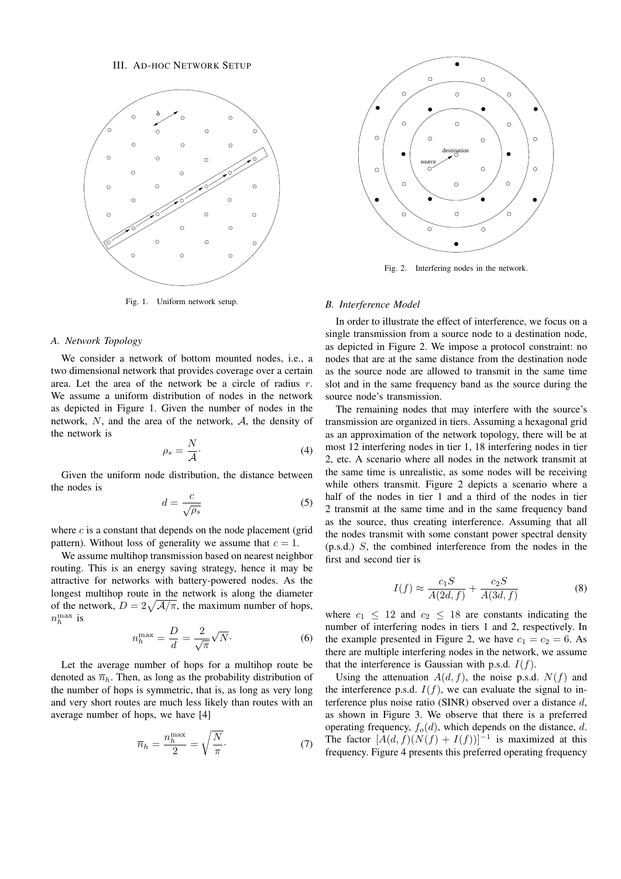## III. Ad-hoc Network Setup

Fig. 1. Uniform network setup.

### A. Network Topology

We consider a network of bottom mounted nodes, i.e., a two dimensional network that provides coverage over a certain area. Let the area of the network be a circle of radius $r$. We assume a uniform distribution of nodes in the network as depicted in Figure 1. Given the number of nodes in the network, $N$, and the area of the network, $\mathcal{A}$, the density of the network is

$$\rho_s = \frac{N}{\mathcal{A}}. \tag{4}$$

Given the uniform node distribution, the distance between the nodes is

$$d = \frac{c}{\sqrt{\rho_s}} \tag{5}$$

where $c$ is a constant that depends on the node placement (grid pattern). Without loss of generality we assume that $c = 1$.

We assume multihop transmission based on nearest neighbor routing. This is an energy saving strategy, hence it may be attractive for networks with battery-powered nodes. As the longest multihop route in the network is along the diameter of the network, $D = 2\sqrt{\mathcal{A}/\pi}$, the maximum number of hops, $n_h^{\max}$ is

$$n_h^{\max} = \frac{D}{d} = \frac{2}{\sqrt{\pi}}\sqrt{N}. \tag{6}$$

Let the average number of hops for a multihop route be denoted as $\overline{n}_h$. Then, as long as the probability distribution of the number of hops is symmetric, that is, as long as very long and very short routes are much less likely than routes with an average number of hops, we have [4]

$$\overline{n}_h = \frac{n_h^{\max}}{2} = \sqrt{\frac{N}{\pi}}. \tag{7}$$

Fig. 2. Interfering nodes in the network.

### B. Interference Model

In order to illustrate the effect of interference, we focus on a single transmission from a source node to a destination node, as depicted in Figure 2. We impose a protocol constraint: no nodes that are at the same distance from the destination node as the source node are allowed to transmit in the same time slot and in the same frequency band as the source during the source node's transmission.

The remaining nodes that may interfere with the source's transmission are organized in tiers. Assuming a hexagonal grid as an approximation of the network topology, there will be at most 12 interfering nodes in tier 1, 18 interfering nodes in tier 2, etc. A scenario where all nodes in the network transmit at the same time is unrealistic, as some nodes will be receiving while others transmit. Figure 2 depicts a scenario where a half of the nodes in tier 1 and a third of the nodes in tier 2 transmit at the same time and in the same frequency band as the source, thus creating interference. Assuming that all the nodes transmit with some constant power spectral density (p.s.d.) $S$, the combined interference from the nodes in the first and second tier is

$$I(f) \approx \frac{c_1 S}{A(2d, f)} + \frac{c_2 S}{A(3d, f)} \tag{8}$$

where $c_1 \leq 12$ and $c_2 \leq 18$ are constants indicating the number of interfering nodes in tiers 1 and 2, respectively. In the example presented in Figure 2, we have $c_1 = c_2 = 6$. As there are multiple interfering nodes in the network, we assume that the interference is Gaussian with p.s.d. $I(f)$.

Using the attenuation $A(d, f)$, the noise p.s.d. $N(f)$ and the interference p.s.d. $I(f)$, we can evaluate the signal to interference plus noise ratio (SINR) observed over a distance $d$, as shown in Figure 3. We observe that there is a preferred operating frequency, $f_o(d)$, which depends on the distance, $d$. The factor $[A(d, f)(N(f) + I(f))]^{-1}$ is maximized at this frequency. Figure 4 presents this preferred operating frequency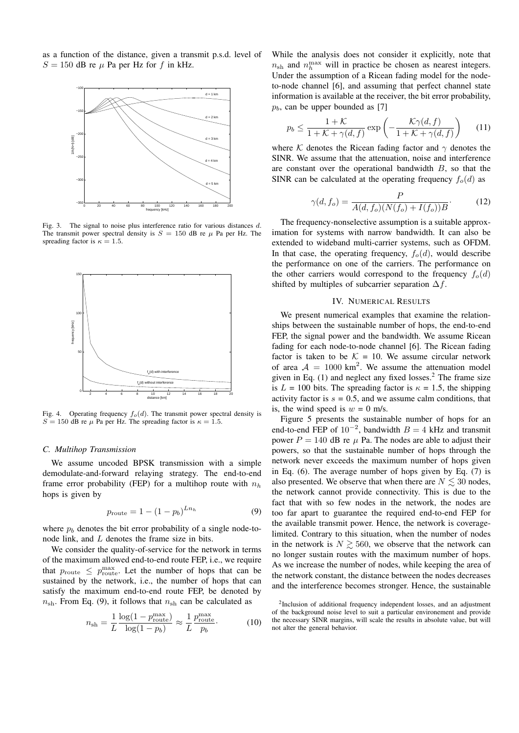as a function of the distance, given a transmit p.s.d. level of $S = 150$ dB re $\mu$ Pa per Hz for $f$ in kHz.

Fig. 3. The signal to noise plus interference ratio for various distances $d$. The transmit power spectral density is $S = 150$ dB re $\mu$ Pa per Hz. The spreading factor is $\kappa = 1.5$.

Fig. 4. Operating frequency $f_o(d)$. The transmit power spectral density is $S = 150$ dB re $\mu$ Pa per Hz. The spreading factor is $\kappa = 1.5$.

### C. Multihop Transmission

We assume uncoded BPSK transmission with a simple demodulate-and-forward relaying strategy. The end-to-end frame error probability (FEP) for a multihop route with $n_h$ hops is given by

$$p_{\text{route}} = 1 - (1 - p_b)^{Ln_h} \tag{9}$$

where $p_b$ denotes the bit error probability of a single node-to-node link, and $L$ denotes the frame size in bits.

We consider the quality-of-service for the network in terms of the maximum allowed end-to-end route FEP, i.e., we require that $p_{\text{route}} \leq p_{\text{route}}^{\max}$. Let the number of hops that can be sustained by the network, i.e., the number of hops that can satisfy the maximum end-to-end route FEP, be denoted by $n_{\text{sh}}$. From Eq. (9), it follows that $n_{\text{sh}}$ can be calculated as

$$n_{\text{sh}} = \frac{1}{L} \frac{\log(1 - p_{\text{route}}^{\max})}{\log(1 - p_b)} \approx \frac{1}{L} \frac{p_{\text{route}}^{\max}}{p_b}. \tag{10}$$

While the analysis does not consider it explicitly, note that $n_{\text{sh}}$ and $n_h^{\max}$ will in practice be chosen as nearest integers. Under the assumption of a Ricean fading model for the node-to-node channel [6], and assuming that perfect channel state information is available at the receiver, the bit error probability, $p_b$, can be upper bounded as [7]

$$p_b \leq \frac{1 + \mathcal{K}}{1 + \mathcal{K} + \gamma(d, f)} \exp\left(-\frac{\mathcal{K}\gamma(d, f)}{1 + \mathcal{K} + \gamma(d, f)}\right) \tag{11}$$

where $\mathcal{K}$ denotes the Ricean fading factor and $\gamma$ denotes the SINR. We assume that the attenuation, noise and interference are constant over the operational bandwidth $B$, so that the SINR can be calculated at the operating frequency $f_o(d)$ as

$$\gamma(d, f_o) = \frac{P}{A(d, f_o)(N(f_o) + I(f_o))B}. \tag{12}$$

The frequency-nonselective assumption is a suitable approximation for systems with narrow bandwidth. It can also be extended to wideband multi-carrier systems, such as OFDM. In that case, the operating frequency, $f_o(d)$, would describe the performance on one of the carriers. The performance on the other carriers would correspond to the frequency $f_o(d)$ shifted by multiples of subcarrier separation $\Delta f$.

## IV. Numerical Results

We present numerical examples that examine the relationships between the sustainable number of hops, the end-to-end FEP, the signal power and the bandwidth. We assume Ricean fading for each node-to-node channel [6]. The Ricean fading factor is taken to be $\mathcal{K}$ = 10. We assume circular network of area $\mathcal{A} = 1000$ km$^2$. We assume the attenuation model given in Eq. (1) and neglect any fixed losses.[2] The frame size is $L$ = 100 bits. The spreading factor is $\kappa$ = 1.5, the shipping activity factor is $s$ = 0.5, and we assume calm conditions, that is, the wind speed is $w$ = 0 m/s.

Figure 5 presents the sustainable number of hops for an end-to-end FEP of $10^{-2}$, bandwidth $B = 4$ kHz and transmit power $P = 140$ dB re $\mu$ Pa. The nodes are able to adjust their powers, so that the sustainable number of hops through the network never exceeds the maximum number of hops given in Eq. (6). The average number of hops given by Eq. (7) is also presented. We observe that when there are $N \lesssim 30$ nodes, the network cannot provide connectivity. This is due to the fact that with so few nodes in the network, the nodes are too far apart to guarantee the required end-to-end FEP for the available transmit power. Hence, the network is coverage-limited. Contrary to this situation, when the number of nodes in the network is $N \gtrsim 560$, we observe that the network can no longer sustain routes with the maximum number of hops. As we increase the number of nodes, while keeping the area of the network constant, the distance between the nodes decreases and the interference becomes stronger. Hence, the sustainable

[2] Inclusion of additional frequency independent losses, and an adjustment of the background noise level to suit a particular environement and provide the necessary SINR margins, will scale the results in absolute value, but will not alter the general behavior.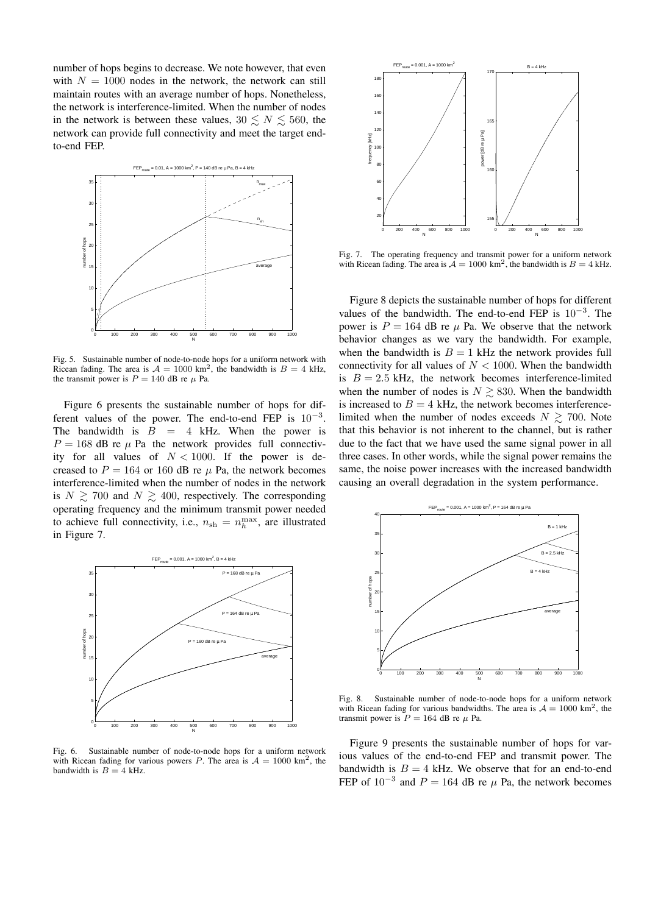number of hops begins to decrease. We note however, that even with $N = 1000$ nodes in the network, the network can still maintain routes with an average number of hops. Nonetheless, the network is interference-limited. When the number of nodes in the network is between these values, $30 \lesssim N \lesssim 560$, the network can provide full connectivity and meet the target end-to-end FEP.

Fig. 5. Sustainable number of node-to-node hops for a uniform network with Ricean fading. The area is $\mathcal{A} = 1000$ km$^2$, the bandwidth is $B = 4$ kHz, the transmit power is $P = 140$ dB re $\mu$ Pa.

Figure 6 presents the sustainable number of hops for different values of the power. The end-to-end FEP is $10^{-3}$. The bandwidth is $B = 4$ kHz. When the power is $P = 168$ dB re $\mu$ Pa the network provides full connectivity for all values of $N < 1000$. If the power is decreased to $P = 164$ or 160 dB re $\mu$ Pa, the network becomes interference-limited when the number of nodes in the network is $N \gtrsim 700$ and $N \gtrsim 400$, respectively. The corresponding operating frequency and the minimum transmit power needed to achieve full connectivity, i.e., $n_{\text{sh}} = n_h^{\max}$, are illustrated in Figure 7.

Fig. 6. Sustainable number of node-to-node hops for a uniform network with Ricean fading for various powers $P$. The area is $\mathcal{A} = 1000$ km$^2$, the bandwidth is $B = 4$ kHz.

Fig. 7. The operating frequency and transmit power for a uniform network with Ricean fading. The area is $\mathcal{A} = 1000$ km$^2$, the bandwidth is $B = 4$ kHz.

Figure 8 depicts the sustainable number of hops for different values of the bandwidth. The end-to-end FEP is $10^{-3}$. The power is $P = 164$ dB re $\mu$ Pa. We observe that the network behavior changes as we vary the bandwidth. For example, when the bandwidth is $B = 1$ kHz the network provides full connectivity for all values of $N < 1000$. When the bandwidth is $B = 2.5$ kHz, the network becomes interference-limited when the number of nodes is $N \gtrsim 830$. When the bandwidth is increased to $B = 4$ kHz, the network becomes interference-limited when the number of nodes exceeds $N \gtrsim 700$. Note that this behavior is not inherent to the channel, but is rather due to the fact that we have used the same signal power in all three cases. In other words, while the signal power remains the same, the noise power increases with the increased bandwidth causing an overall degradation in the system performance.

Fig. 8. Sustainable number of node-to-node hops for a uniform network with Ricean fading for various bandwidths. The area is $\mathcal{A} = 1000$ km$^2$, the transmit power is $P = 164$ dB re $\mu$ Pa.

Figure 9 presents the sustainable number of hops for various values of the end-to-end FEP and transmit power. The bandwidth is $B = 4$ kHz. We observe that for an end-to-end FEP of $10^{-3}$ and $P = 164$ dB re $\mu$ Pa, the network becomes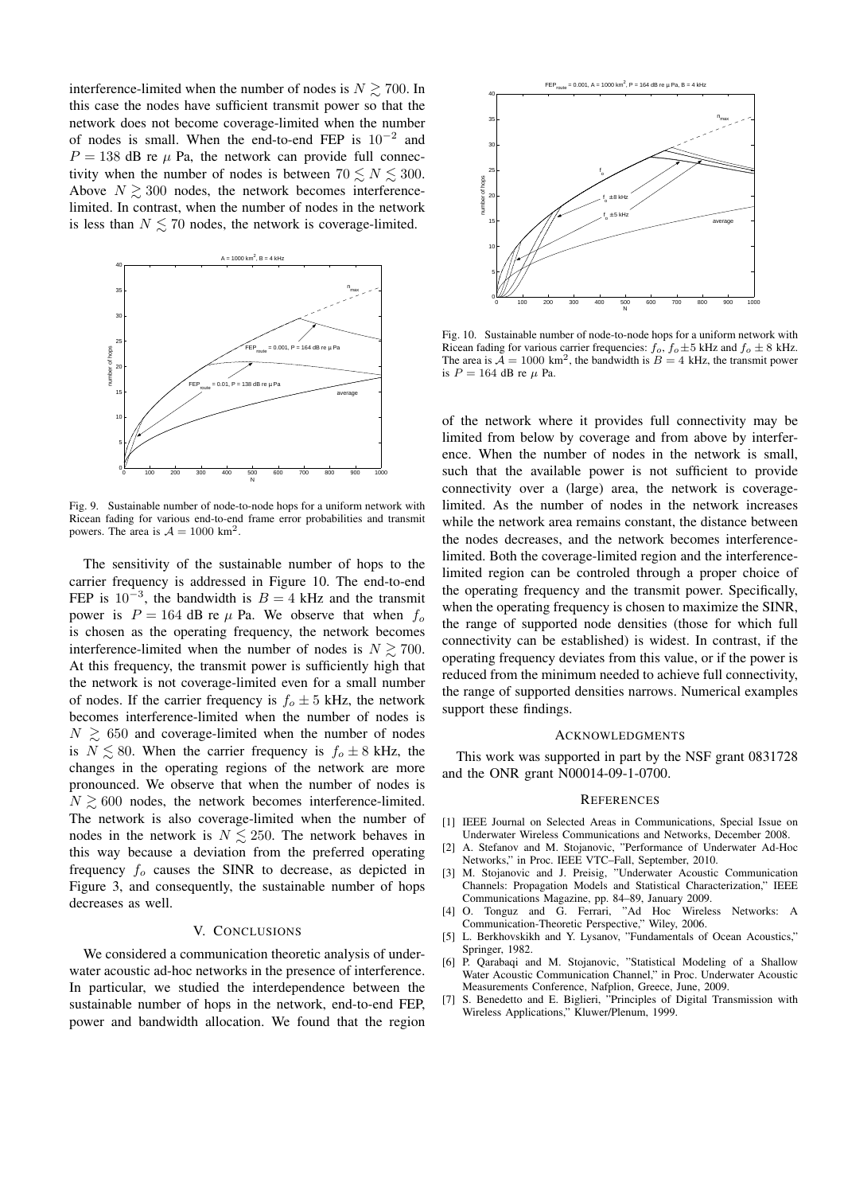interference-limited when the number of nodes is $N \gtrsim 700$. In this case the nodes have sufficient transmit power so that the network does not become coverage-limited when the number of nodes is small. When the end-to-end FEP is $10^{-2}$ and $P = 138$ dB re $\mu$ Pa, the network can provide full connectivity when the number of nodes is between $70 \lesssim N \lesssim 300$. Above $N \gtrsim 300$ nodes, the network becomes interference-limited. In contrast, when the number of nodes in the network is less than $N \lesssim 70$ nodes, the network is coverage-limited.

A = 1000 km$^2$, B = 4 kHz

number of hops

N

n$_{max}$

FEP$_{route}$ = 0.001, P = 164 dB re μ Pa

FEP$_{route}$ = 0.01, P = 138 dB re μ Pa

average

Fig. 9. Sustainable number of node-to-node hops for a uniform network with Ricean fading for various end-to-end frame error probabilities and transmit powers. The area is $\mathcal{A} = 1000$ km$^2$.

The sensitivity of the sustainable number of hops to the carrier frequency is addressed in Figure 10. The end-to-end FEP is $10^{-3}$, the bandwidth is $B = 4$ kHz and the transmit power is $P = 164$ dB re $\mu$ Pa. We observe that when $f_o$ is chosen as the operating frequency, the network becomes interference-limited when the number of nodes is $N \gtrsim 700$. At this frequency, the transmit power is sufficiently high that the network is not coverage-limited even for a small number of nodes. If the carrier frequency is $f_o \pm 5$ kHz, the network becomes interference-limited when the number of nodes is $N \gtrsim 650$ and coverage-limited when the number of nodes is $N \lesssim 80$. When the carrier frequency is $f_o \pm 8$ kHz, the changes in the operating regions of the network are more pronounced. We observe that when the number of nodes is $N \gtrsim 600$ nodes, the network becomes interference-limited. The network is also coverage-limited when the number of nodes in the network is $N \lesssim 250$. The network behaves in this way because a deviation from the preferred operating frequency $f_o$ causes the SINR to decrease, as depicted in Figure 3, and consequently, the sustainable number of hops decreases as well.

## V. CONCLUSIONS

We considered a communication theoretic analysis of underwater acoustic ad-hoc networks in the presence of interference. In particular, we studied the interdependence between the sustainable number of hops in the network, end-to-end FEP, power and bandwidth allocation. We found that the region of the network where it provides full connectivity may be limited from below by coverage and from above by interference. When the number of nodes in the network is small, such that the available power is not sufficient to provide connectivity over a (large) area, the network is coverage-limited. As the number of nodes in the network increases while the network area remains constant, the distance between the nodes decreases, and the network becomes interference-limited. Both the coverage-limited region and the interference-limited region can be controled through a proper choice of the operating frequency and the transmit power. Specifically, when the operating frequency is chosen to maximize the SINR, the range of supported node densities (those for which full connectivity can be established) is widest. In contrast, if the operating frequency deviates from this value, or if the power is reduced from the minimum needed to achieve full connectivity, the range of supported densities narrows. Numerical examples support these findings.

FEP$_{route}$ = 0.001, A = 1000 km$^2$, P = 164 dB re μ Pa, B = 4 kHz

number of hops

N

n$_{max}$

f$_o$

f$_o$ ±8 kHz

f$_o$ ±5 kHz

average

Fig. 10. Sustainable number of node-to-node hops for a uniform network with Ricean fading for various carrier frequencies: $f_o$, $f_o \pm 5$ kHz and $f_o \pm 8$ kHz. The area is $\mathcal{A} = 1000$ km$^2$, the bandwidth is $B = 4$ kHz, the transmit power is $P = 164$ dB re $\mu$ Pa.

## ACKNOWLEDGMENTS

This work was supported in part by the NSF grant 0831728 and the ONR grant N00014-09-1-0700.

## REFERENCES

[1] IEEE Journal on Selected Areas in Communications, Special Issue on Underwater Wireless Communications and Networks, December 2008.

[2] A. Stefanov and M. Stojanovic, "Performance of Underwater Ad-Hoc Networks," in Proc. IEEE VTC–Fall, September, 2010.

[3] M. Stojanovic and J. Preisig, "Underwater Acoustic Communication Channels: Propagation Models and Statistical Characterization," IEEE Communications Magazine, pp. 84–89, January 2009.

[4] O. Tonguz and G. Ferrari, "Ad Hoc Wireless Networks: A Communication-Theoretic Perspective," Wiley, 2006.

[5] L. Berkhovskikh and Y. Lysanov, "Fundamentals of Ocean Acoustics," Springer, 1982.

[6] P. Qarabaqi and M. Stojanovic, "Statistical Modeling of a Shallow Water Acoustic Communication Channel," in Proc. Underwater Acoustic Measurements Conference, Nafplion, Greece, June, 2009.

[7] S. Benedetto and E. Biglieri, "Principles of Digital Transmission with Wireless Applications," Kluwer/Plenum, 1999.